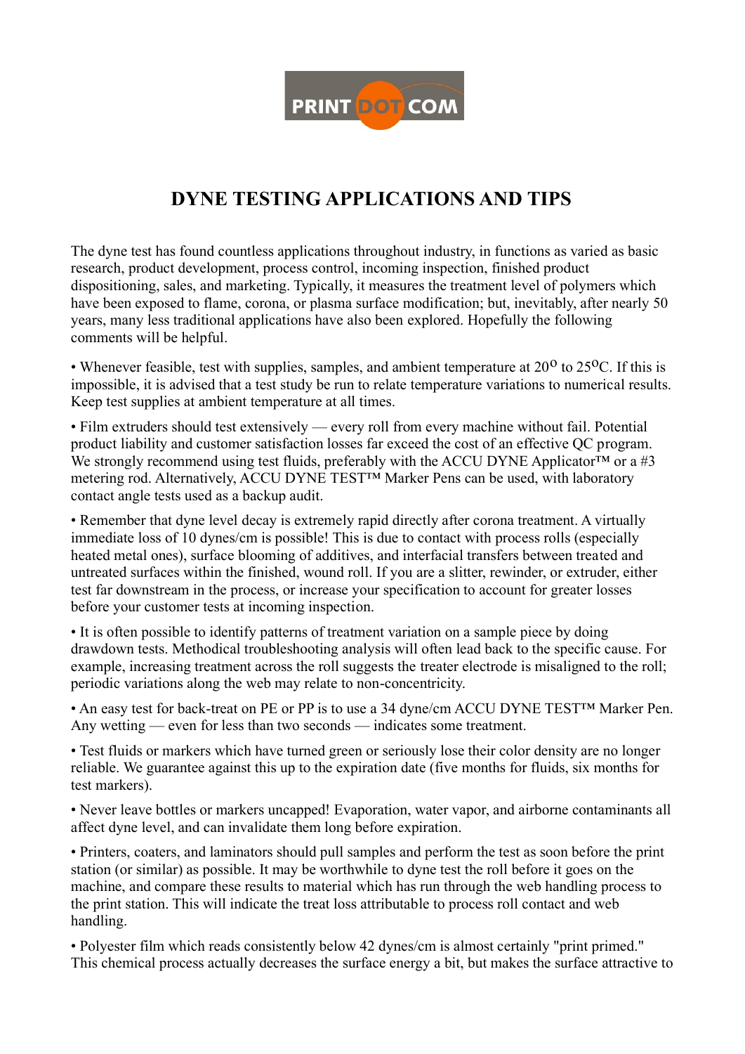# DYNE TESTING APPLICATIONS AND TIPS

The dyne test has found countless applications throughout industry, in functions as varied as basic research, product development, process control, incoming inspection, finished product dispositioning, sales, and marketing. Typically, it measures the treatment level of polymers which have been exposed to flame, corona, or plasma surface modification; but, inevitably, after nearly 50 years, many less traditional applications have also been explored. Hopefully the following comments will be helpful.

• Whenever feasible, test with supplies, samples, and ambient temperature at $20^{o}$ to $25^{o}$C. If this is impossible, it is advised that a test study be run to relate temperature variations to numerical results. Keep test supplies at ambient temperature at all times.

• Film extruders should test extensively — every roll from every machine without fail. Potential product liability and customer satisfaction losses far exceed the cost of an effective QC program. We strongly recommend using test fluids, preferably with the ACCU DYNE Applicator™ or a #3 metering rod. Alternatively, ACCU DYNE TEST™ Marker Pens can be used, with laboratory contact angle tests used as a backup audit.

• Remember that dyne level decay is extremely rapid directly after corona treatment. A virtually immediate loss of 10 dynes/cm is possible! This is due to contact with process rolls (especially heated metal ones), surface blooming of additives, and interfacial transfers between treated and untreated surfaces within the finished, wound roll. If you are a slitter, rewinder, or extruder, either test far downstream in the process, or increase your specification to account for greater losses before your customer tests at incoming inspection.

• It is often possible to identify patterns of treatment variation on a sample piece by doing drawdown tests. Methodical troubleshooting analysis will often lead back to the specific cause. For example, increasing treatment across the roll suggests the treater electrode is misaligned to the roll; periodic variations along the web may relate to non-concentricity.

• An easy test for back-treat on PE or PP is to use a 34 dyne/cm ACCU DYNE TEST™ Marker Pen. Any wetting — even for less than two seconds — indicates some treatment.

• Test fluids or markers which have turned green or seriously lose their color density are no longer reliable. We guarantee against this up to the expiration date (five months for fluids, six months for test markers).

• Never leave bottles or markers uncapped! Evaporation, water vapor, and airborne contaminants all affect dyne level, and can invalidate them long before expiration.

• Printers, coaters, and laminators should pull samples and perform the test as soon before the print station (or similar) as possible. It may be worthwhile to dyne test the roll before it goes on the machine, and compare these results to material which has run through the web handling process to the print station. This will indicate the treat loss attributable to process roll contact and web handling.

• Polyester film which reads consistently below 42 dynes/cm is almost certainly "print primed." This chemical process actually decreases the surface energy a bit, but makes the surface attractive to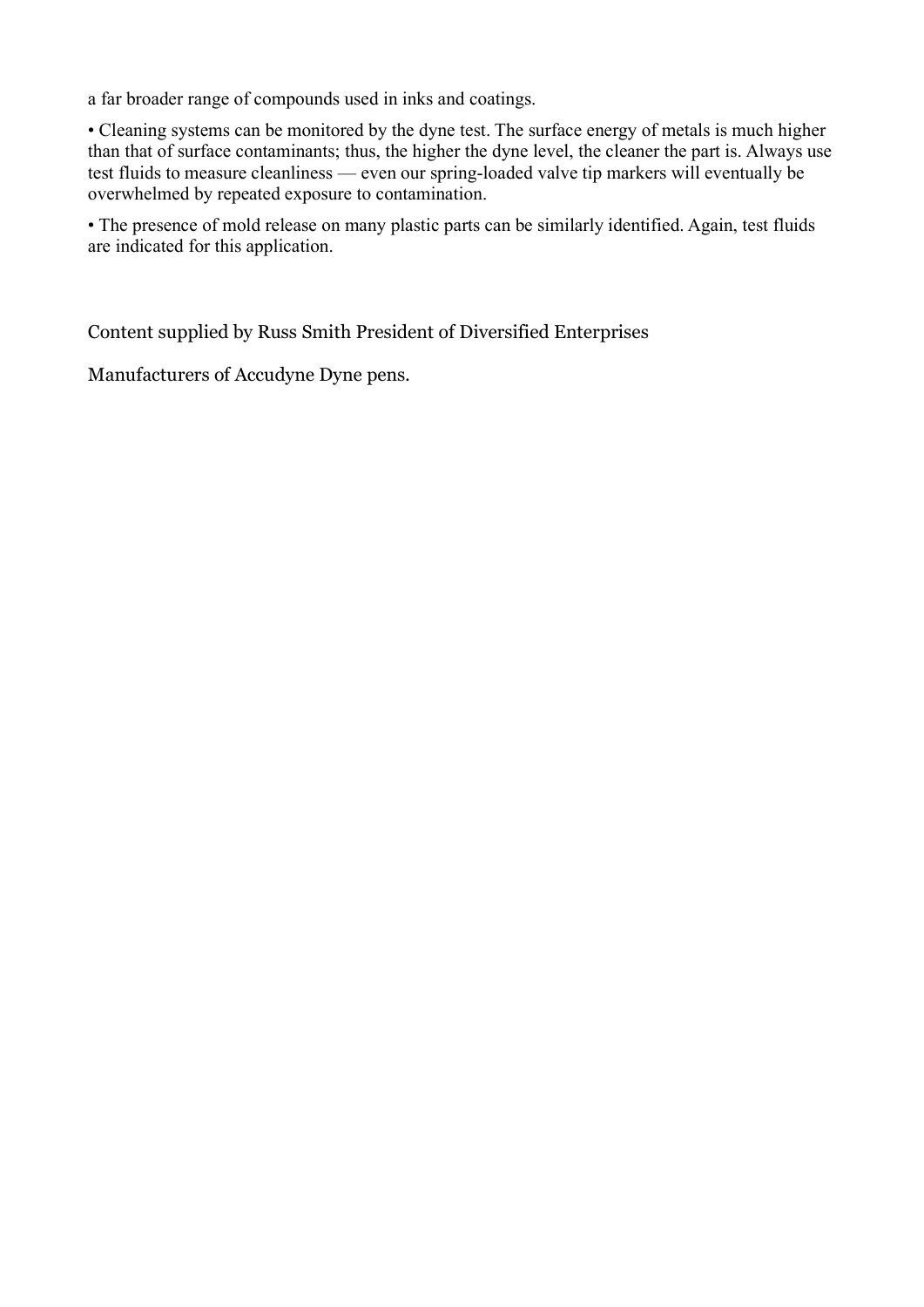a far broader range of compounds used in inks and coatings.

• Cleaning systems can be monitored by the dyne test. The surface energy of metals is much higher than that of surface contaminants; thus, the higher the dyne level, the cleaner the part is. Always use test fluids to measure cleanliness — even our spring-loaded valve tip markers will eventually be overwhelmed by repeated exposure to contamination.

• The presence of mold release on many plastic parts can be similarly identified. Again, test fluids are indicated for this application.

Content supplied by Russ Smith President of Diversified Enterprises

Manufacturers of Accudyne Dyne pens.